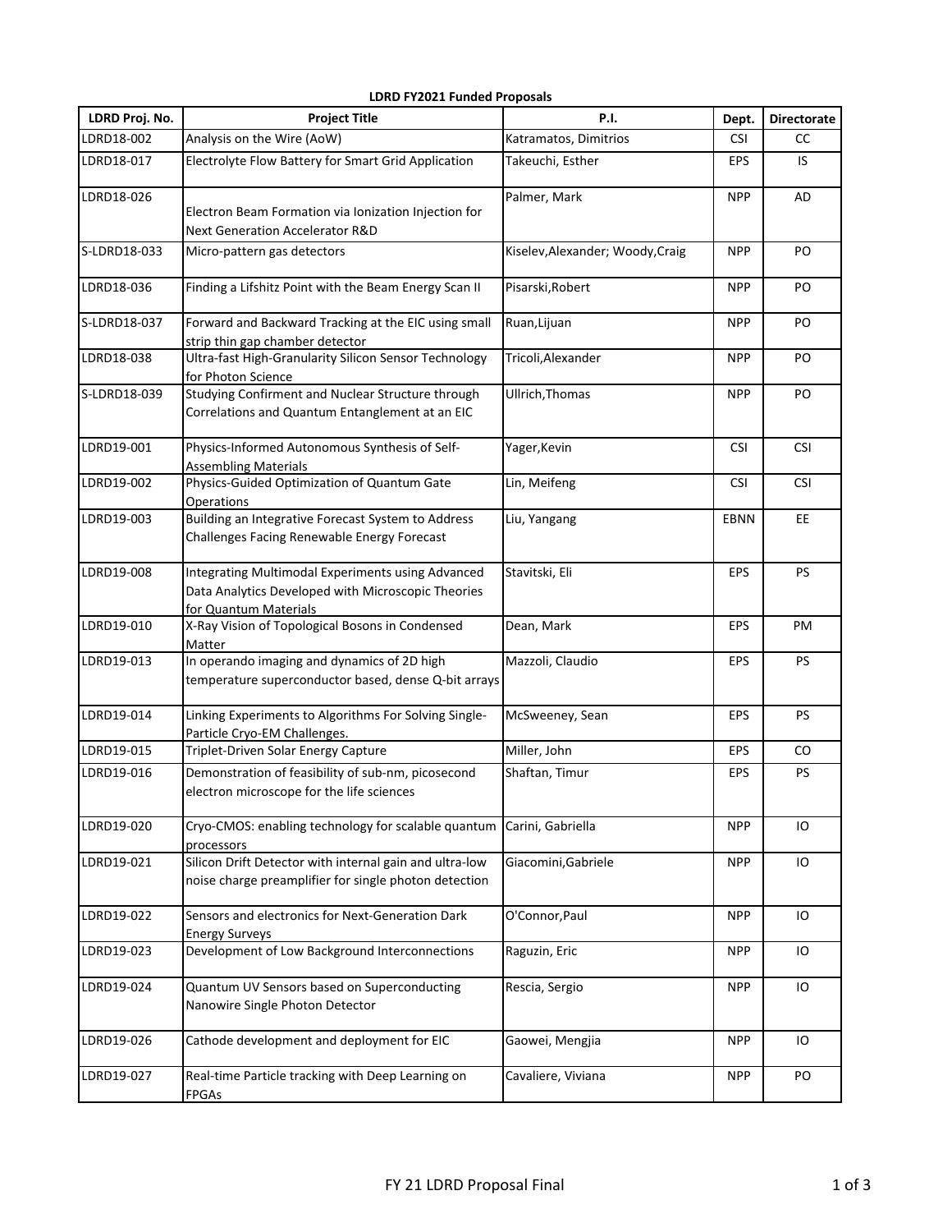**LDRD FY2021 Funded Proposals**

| LDRD Proj. No. | Project Title | P.I. | Dept. | Directorate |
|---|---|---|---|---|
| LDRD18-002 | Analysis on the Wire (AoW) | Katramatos, Dimitrios | CSI | CC |
| LDRD18-017 | Electrolyte Flow Battery for Smart Grid Application | Takeuchi, Esther | EPS | IS |
| LDRD18-026 | Electron Beam Formation via Ionization Injection for Next Generation Accelerator R&D | Palmer, Mark | NPP | AD |
| S-LDRD18-033 | Micro-pattern gas detectors | Kiselev,Alexander; Woody,Craig | NPP | PO |
| LDRD18-036 | Finding a Lifshitz Point with the Beam Energy Scan II | Pisarski,Robert | NPP | PO |
| S-LDRD18-037 | Forward and Backward Tracking at the EIC using small strip thin gap chamber detector | Ruan,Lijuan | NPP | PO |
| LDRD18-038 | Ultra-fast High-Granularity Silicon Sensor Technology for Photon Science | Tricoli,Alexander | NPP | PO |
| S-LDRD18-039 | Studying Confirment and Nuclear Structure through Correlations and Quantum Entanglement at an EIC | Ullrich,Thomas | NPP | PO |
| LDRD19-001 | Physics-Informed Autonomous Synthesis of Self-Assembling Materials | Yager,Kevin | CSI | CSI |
| LDRD19-002 | Physics-Guided Optimization of Quantum Gate Operations | Lin, Meifeng | CSI | CSI |
| LDRD19-003 | Building an Integrative Forecast System to Address Challenges Facing Renewable Energy Forecast | Liu, Yangang | EBNN | EE |
| LDRD19-008 | Integrating Multimodal Experiments using Advanced Data Analytics Developed with Microscopic Theories for Quantum Materials | Stavitski, Eli | EPS | PS |
| LDRD19-010 | X-Ray Vision of Topological Bosons in Condensed Matter | Dean, Mark | EPS | PM |
| LDRD19-013 | In operando imaging and dynamics of 2D high temperature superconductor based, dense Q-bit arrays | Mazzoli, Claudio | EPS | PS |
| LDRD19-014 | Linking Experiments to Algorithms For Solving Single-Particle Cryo-EM Challenges. | McSweeney, Sean | EPS | PS |
| LDRD19-015 | Triplet-Driven Solar Energy Capture | Miller, John | EPS | CO |
| LDRD19-016 | Demonstration of feasibility of sub-nm, picosecond electron microscope for the life sciences | Shaftan, Timur | EPS | PS |
| LDRD19-020 | Cryo-CMOS: enabling technology for scalable quantum processors | Carini, Gabriella | NPP | IO |
| LDRD19-021 | Silicon Drift Detector with internal gain and ultra-low noise charge preamplifier for single photon detection | Giacomini,Gabriele | NPP | IO |
| LDRD19-022 | Sensors and electronics for Next-Generation Dark Energy Surveys | O'Connor,Paul | NPP | IO |
| LDRD19-023 | Development of Low Background Interconnections | Raguzin, Eric | NPP | IO |
| LDRD19-024 | Quantum UV Sensors based on Superconducting Nanowire Single Photon Detector | Rescia, Sergio | NPP | IO |
| LDRD19-026 | Cathode development and deployment for EIC | Gaowei, Mengjia | NPP | IO |
| LDRD19-027 | Real-time Particle tracking with Deep Learning on FPGAs | Cavaliere, Viviana | NPP | PO |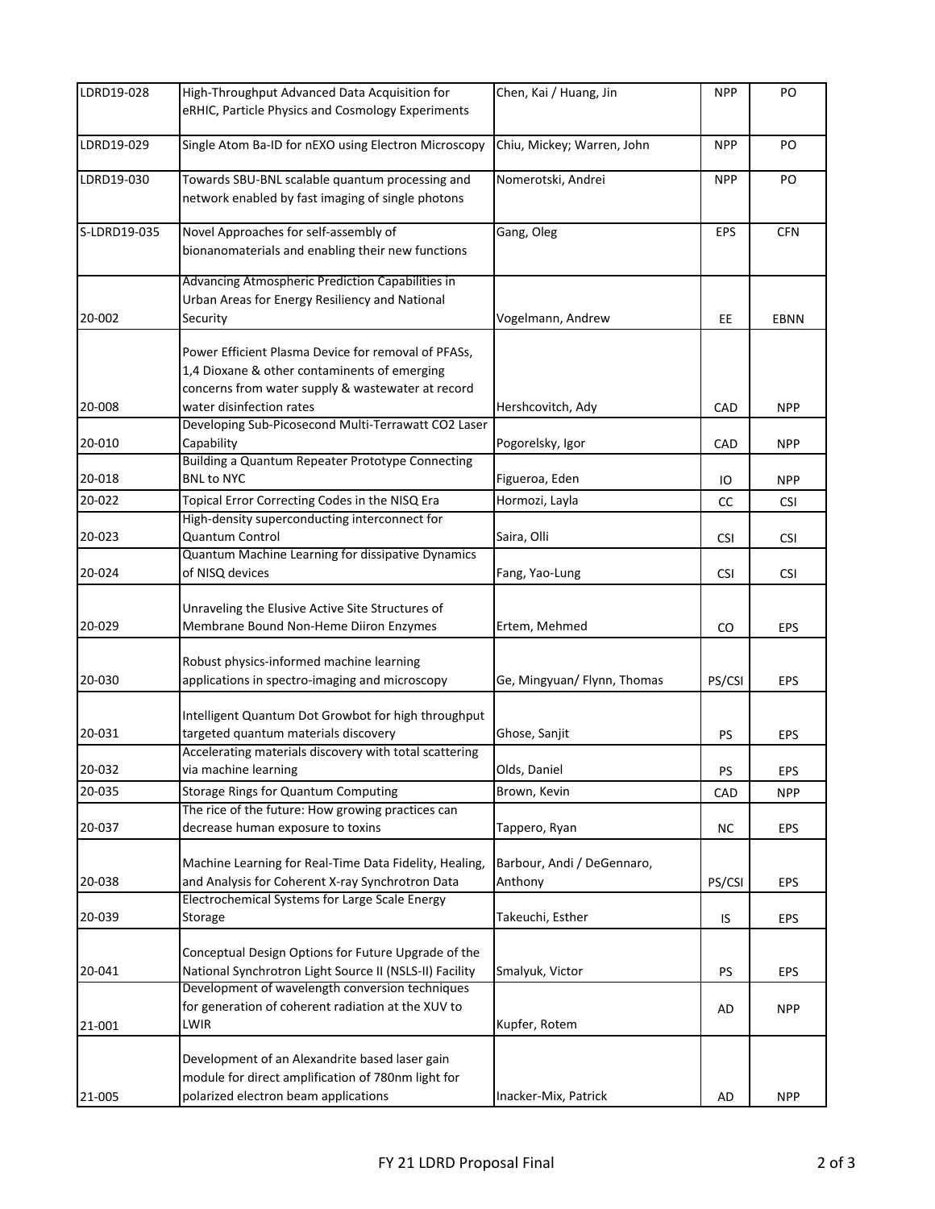| | | | | |
|---|---|---|---|---|
| LDRD19-028 | High-Throughput Advanced Data Acquisition for eRHIC, Particle Physics and Cosmology Experiments | Chen, Kai / Huang, Jin | NPP | PO |
| LDRD19-029 | Single Atom Ba-ID for nEXO using Electron Microscopy | Chiu, Mickey; Warren, John | NPP | PO |
| LDRD19-030 | Towards SBU-BNL scalable quantum processing and network enabled by fast imaging of single photons | Nomerotski, Andrei | NPP | PO |
| S-LDRD19-035 | Novel Approaches for self-assembly of bionanomaterials and enabling their new functions | Gang, Oleg | EPS | CFN |
| 20-002 | Advancing Atmospheric Prediction Capabilities in Urban Areas for Energy Resiliency and National Security | Vogelmann, Andrew | EE | EBNN |
| 20-008 | Power Efficient Plasma Device for removal of PFASs, 1,4 Dioxane & other contaminents of emerging concerns from water supply & wastewater at record water disinfection rates | Hershcovitch, Ady | CAD | NPP |
| 20-010 | Developing Sub-Picosecond Multi-Terrawatt CO2 Laser Capability | Pogorelsky, Igor | CAD | NPP |
| 20-018 | Building a Quantum Repeater Prototype Connecting BNL to NYC | Figueroa, Eden | IO | NPP |
| 20-022 | Topical Error Correcting Codes in the NISQ Era | Hormozi, Layla | CC | CSI |
| 20-023 | High-density superconducting interconnect for Quantum Control | Saira, Olli | CSI | CSI |
| 20-024 | Quantum Machine Learning for dissipative Dynamics of NISQ devices | Fang, Yao-Lung | CSI | CSI |
| 20-029 | Unraveling the Elusive Active Site Structures of Membrane Bound Non-Heme Diiron Enzymes | Ertem, Mehmed | CO | EPS |
| 20-030 | Robust physics-informed machine learning applications in spectro-imaging and microscopy | Ge, Mingyuan/ Flynn, Thomas | PS/CSI | EPS |
| 20-031 | Intelligent Quantum Dot Growbot for high throughput targeted quantum materials discovery | Ghose, Sanjit | PS | EPS |
| 20-032 | Accelerating materials discovery with total scattering via machine learning | Olds, Daniel | PS | EPS |
| 20-035 | Storage Rings for Quantum Computing | Brown, Kevin | CAD | NPP |
| 20-037 | The rice of the future: How growing practices can decrease human exposure to toxins | Tappero, Ryan | NC | EPS |
| 20-038 | Machine Learning for Real-Time Data Fidelity, Healing, and Analysis for Coherent X-ray Synchrotron Data | Barbour, Andi / DeGennaro, Anthony | PS/CSI | EPS |
| 20-039 | Electrochemical Systems for Large Scale Energy Storage | Takeuchi, Esther | IS | EPS |
| 20-041 | Conceptual Design Options for Future Upgrade of the National Synchrotron Light Source II (NSLS-II) Facility | Smalyuk, Victor | PS | EPS |
| 21-001 | Development of wavelength conversion techniques for generation of coherent radiation at the XUV to LWIR | Kupfer, Rotem | AD | NPP |
| 21-005 | Development of an Alexandrite based laser gain module for direct amplification of 780nm light for polarized electron beam applications | Inacker-Mix, Patrick | AD | NPP |

FY 21 LDRD Proposal Final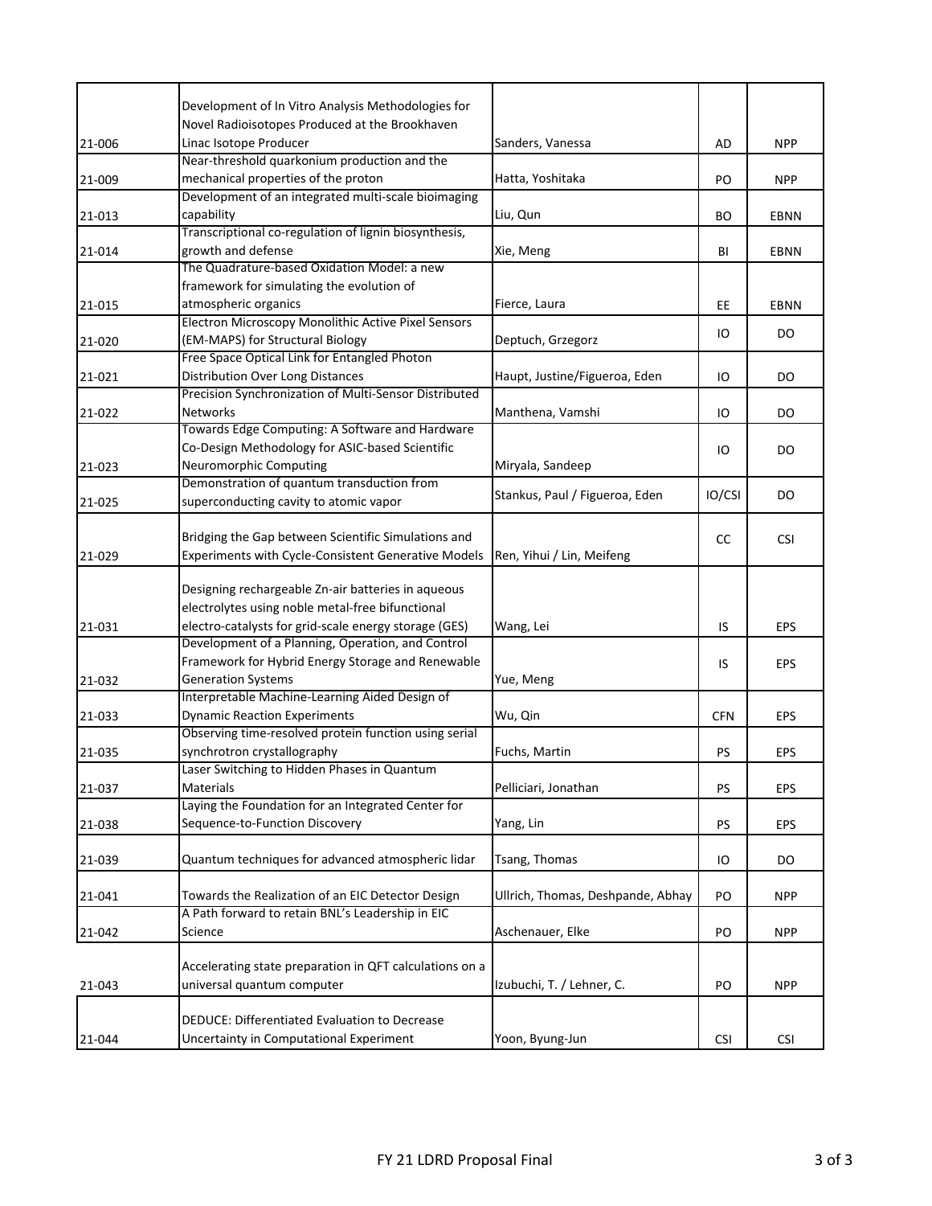| | | | | |
|---|---|---|---|---|
| 21-006 | Development of In Vitro Analysis Methodologies for Novel Radioisotopes Produced at the Brookhaven Linac Isotope Producer | Sanders, Vanessa | AD | NPP |
| 21-009 | Near-threshold quarkonium production and the mechanical properties of the proton | Hatta, Yoshitaka | PO | NPP |
| 21-013 | Development of an integrated multi-scale bioimaging capability | Liu, Qun | BO | EBNN |
| 21-014 | Transcriptional co-regulation of lignin biosynthesis, growth and defense | Xie, Meng | BI | EBNN |
| 21-015 | The Quadrature-based Oxidation Model: a new framework for simulating the evolution of atmospheric organics | Fierce, Laura | EE | EBNN |
| 21-020 | Electron Microscopy Monolithic Active Pixel Sensors (EM-MAPS) for Structural Biology | Deptuch, Grzegorz | IO | DO |
| 21-021 | Free Space Optical Link for Entangled Photon Distribution Over Long Distances | Haupt, Justine/Figueroa, Eden | IO | DO |
| 21-022 | Precision Synchronization of Multi-Sensor Distributed Networks | Manthena, Vamshi | IO | DO |
| 21-023 | Towards Edge Computing: A Software and Hardware Co-Design Methodology for ASIC-based Scientific Neuromorphic Computing | Miryala, Sandeep | IO | DO |
| 21-025 | Demonstration of quantum transduction from superconducting cavity to atomic vapor | Stankus, Paul / Figueroa, Eden | IO/CSI | DO |
| 21-029 | Bridging the Gap between Scientific Simulations and Experiments with Cycle-Consistent Generative Models | Ren, Yihui / Lin, Meifeng | CC | CSI |
| 21-031 | Designing rechargeable Zn-air batteries in aqueous electrolytes using noble metal-free bifunctional electro-catalysts for grid-scale energy storage (GES) | Wang, Lei | IS | EPS |
| 21-032 | Development of a Planning, Operation, and Control Framework for Hybrid Energy Storage and Renewable Generation Systems | Yue, Meng | IS | EPS |
| 21-033 | Interpretable Machine-Learning Aided Design of Dynamic Reaction Experiments | Wu, Qin | CFN | EPS |
| 21-035 | Observing time-resolved protein function using serial synchrotron crystallography | Fuchs, Martin | PS | EPS |
| 21-037 | Laser Switching to Hidden Phases in Quantum Materials | Pelliciari, Jonathan | PS | EPS |
| 21-038 | Laying the Foundation for an Integrated Center for Sequence-to-Function Discovery | Yang, Lin | PS | EPS |
| 21-039 | Quantum techniques for advanced atmospheric lidar | Tsang, Thomas | IO | DO |
| 21-041 | Towards the Realization of an EIC Detector Design | Ullrich, Thomas, Deshpande, Abhay | PO | NPP |
| 21-042 | A Path forward to retain BNL's Leadership in EIC Science | Aschenauer, Elke | PO | NPP |
| 21-043 | Accelerating state preparation in QFT calculations on a universal quantum computer | Izubuchi, T. / Lehner, C. | PO | NPP |
| 21-044 | DEDUCE: Differentiated Evaluation to Decrease Uncertainty in Computational Experiment | Yoon, Byung-Jun | CSI | CSI |